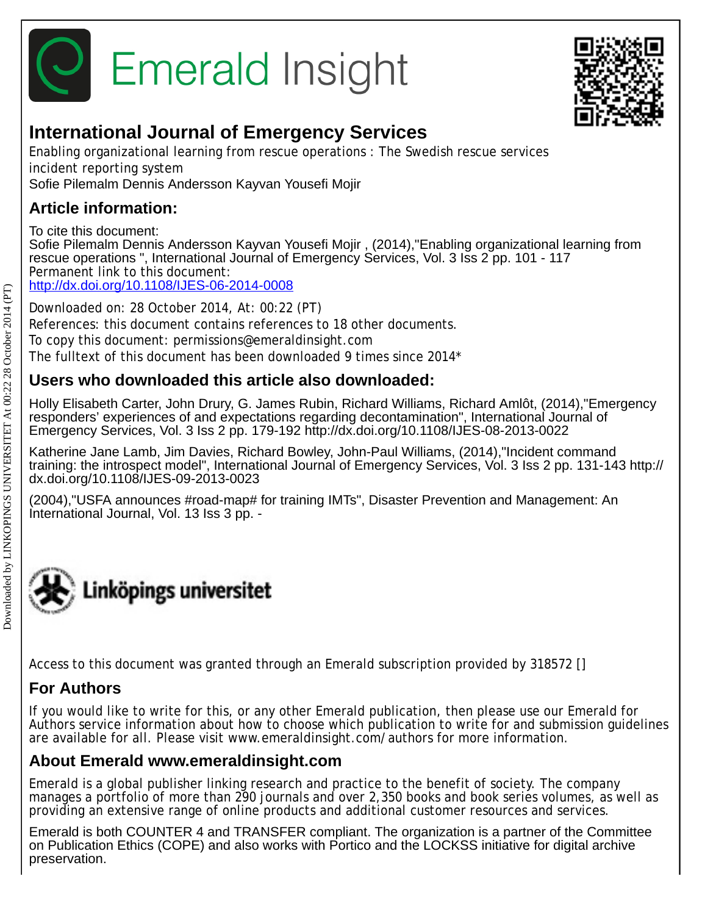Emerald Insight

# International Journal of Emergency Services

Enabling organizational learning from rescue operations : The Swedish rescue services incident reporting system

Sofie Pilemalm Dennis Andersson Kayvan Yousefi Mojir

## Article information:

To cite this document:
Sofie Pilemalm Dennis Andersson Kayvan Yousefi Mojir , (2014),"Enabling organizational learning from rescue operations ", International Journal of Emergency Services, Vol. 3 Iss 2 pp. 101 - 117
Permanent link to this document:
http://dx.doi.org/10.1108/IJES-06-2014-0008

Downloaded on: 28 October 2014, At: 00:22 (PT)
References: this document contains references to 18 other documents.
To copy this document: permissions@emeraldinsight.com
The fulltext of this document has been downloaded 9 times since 2014*

## Users who downloaded this article also downloaded:

Holly Elisabeth Carter, John Drury, G. James Rubin, Richard Williams, Richard Amlôt, (2014),"Emergency responders' experiences of and expectations regarding decontamination", International Journal of Emergency Services, Vol. 3 Iss 2 pp. 179-192 http://dx.doi.org/10.1108/IJES-08-2013-0022

Katherine Jane Lamb, Jim Davies, Richard Bowley, John-Paul Williams, (2014),"Incident command training: the introspect model", International Journal of Emergency Services, Vol. 3 Iss 2 pp. 131-143 http://dx.doi.org/10.1108/IJES-09-2013-0023

(2004),"USFA announces #road-map# for training IMTs", Disaster Prevention and Management: An International Journal, Vol. 13 Iss 3 pp. -

Linköpings universitet

Access to this document was granted through an Emerald subscription provided by 318572 []

## For Authors

If you would like to write for this, or any other Emerald publication, then please use our Emerald for Authors service information about how to choose which publication to write for and submission guidelines are available for all. Please visit www.emeraldinsight.com/authors for more information.

## About Emerald www.emeraldinsight.com

Emerald is a global publisher linking research and practice to the benefit of society. The company manages a portfolio of more than 290 journals and over 2,350 books and book series volumes, as well as providing an extensive range of online products and additional customer resources and services.

Emerald is both COUNTER 4 and TRANSFER compliant. The organization is a partner of the Committee on Publication Ethics (COPE) and also works with Portico and the LOCKSS initiative for digital archive preservation.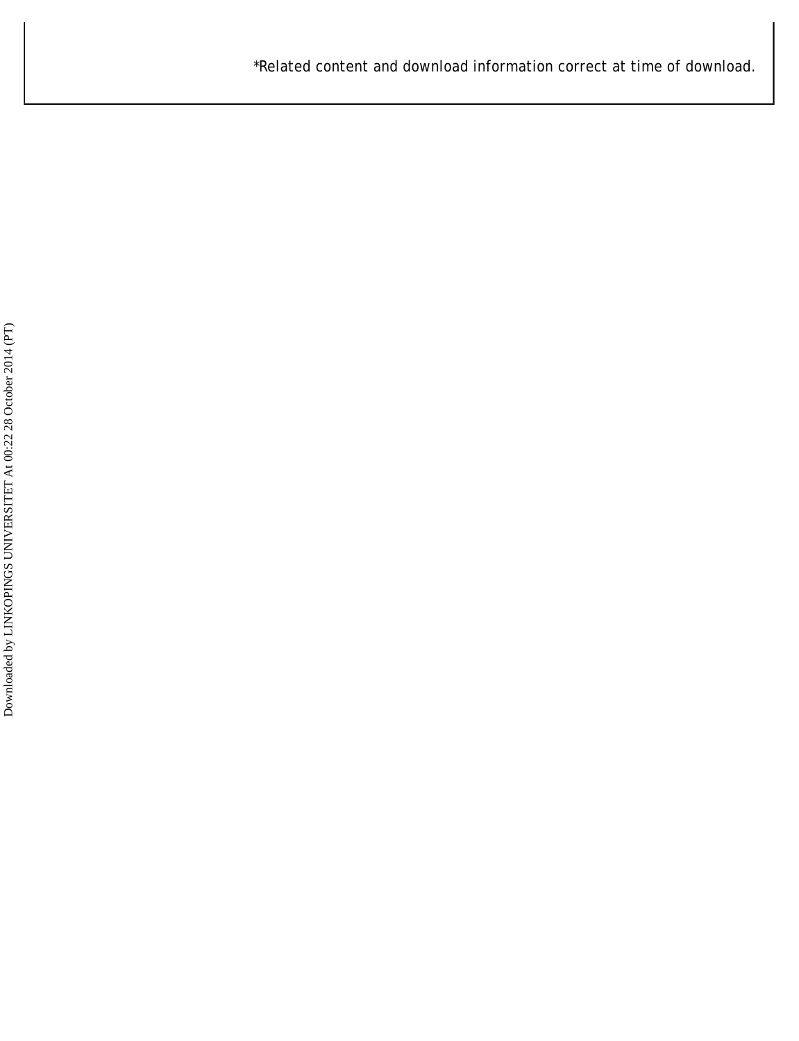*Related content and download information correct at time of download.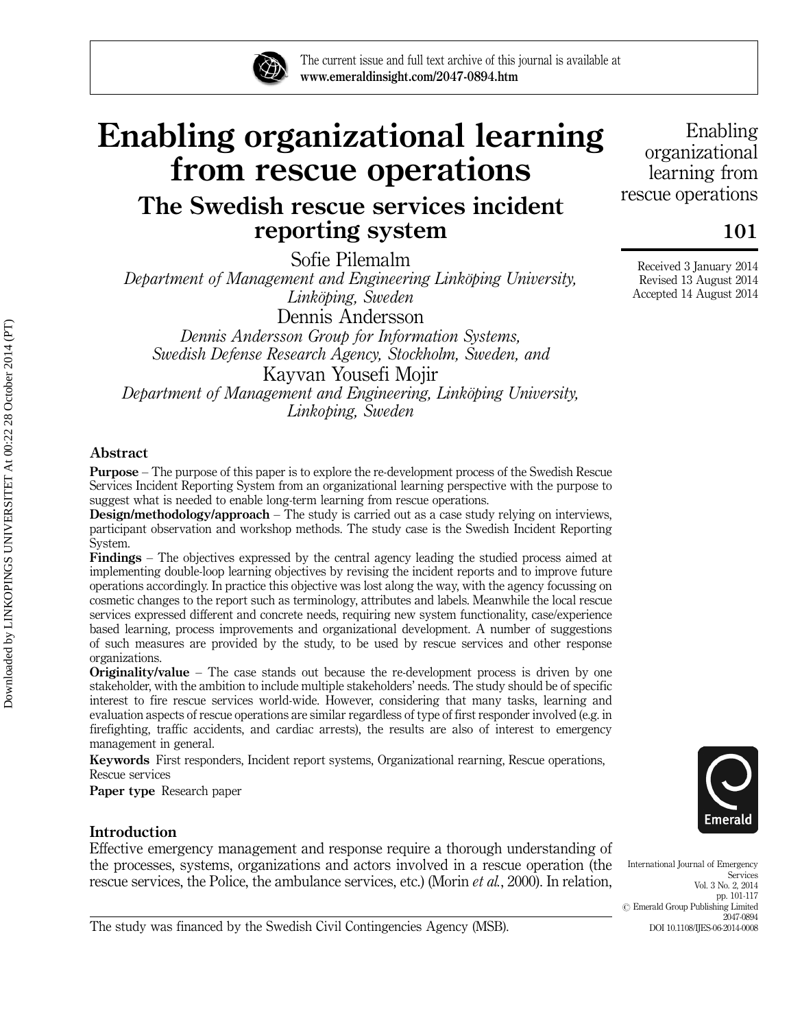# Enabling organizational learning from rescue operations

## The Swedish rescue services incident reporting system

Sofie Pilemalm
*Department of Management and Engineering Linköping University, Linköping, Sweden*

Dennis Andersson
*Dennis Andersson Group for Information Systems, Swedish Defense Research Agency, Stockholm, Sweden, and*

Kayvan Yousefi Mojir
*Department of Management and Engineering, Linköping University, Linkoping, Sweden*

Received 3 January 2014
Revised 13 August 2014
Accepted 14 August 2014

### Abstract

**Purpose** – The purpose of this paper is to explore the re-development process of the Swedish Rescue Services Incident Reporting System from an organizational learning perspective with the purpose to suggest what is needed to enable long-term learning from rescue operations.

**Design/methodology/approach** – The study is carried out as a case study relying on interviews, participant observation and workshop methods. The study case is the Swedish Incident Reporting System.

**Findings** – The objectives expressed by the central agency leading the studied process aimed at implementing double-loop learning objectives by revising the incident reports and to improve future operations accordingly. In practice this objective was lost along the way, with the agency focussing on cosmetic changes to the report such as terminology, attributes and labels. Meanwhile the local rescue services expressed different and concrete needs, requiring new system functionality, case/experience based learning, process improvements and organizational development. A number of suggestions of such measures are provided by the study, to be used by rescue services and other response organizations.

**Originality/value** – The case stands out because the re-development process is driven by one stakeholder, with the ambition to include multiple stakeholders' needs. The study should be of specific interest to fire rescue services world-wide. However, considering that many tasks, learning and evaluation aspects of rescue operations are similar regardless of type of first responder involved (e.g. in firefighting, traffic accidents, and cardiac arrests), the results are also of interest to emergency management in general.

**Keywords** First responders, Incident report systems, Organizational rearning, Rescue operations, Rescue services

**Paper type** Research paper

### Introduction

Effective emergency management and response require a thorough understanding of the processes, systems, organizations and actors involved in a rescue operation (the rescue services, the Police, the ambulance services, etc.) (Morin *et al.*, 2000). In relation,

The study was financed by the Swedish Civil Contingencies Agency (MSB).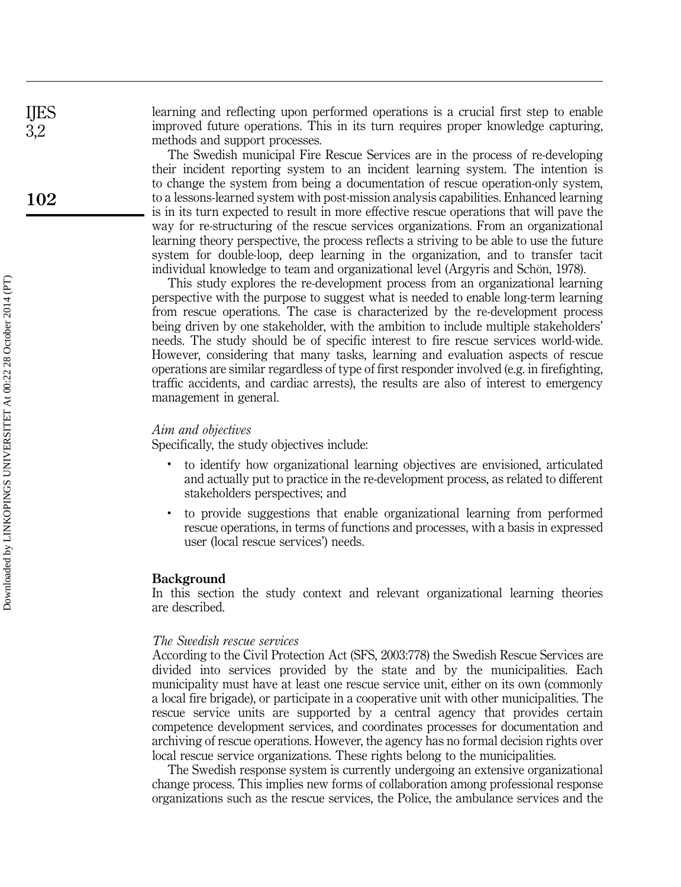learning and reflecting upon performed operations is a crucial first step to enable improved future operations. This in its turn requires proper knowledge capturing, methods and support processes.

The Swedish municipal Fire Rescue Services are in the process of re-developing their incident reporting system to an incident learning system. The intention is to change the system from being a documentation of rescue operation-only system, to a lessons-learned system with post-mission analysis capabilities. Enhanced learning is in its turn expected to result in more effective rescue operations that will pave the way for re-structuring of the rescue services organizations. From an organizational learning theory perspective, the process reflects a striving to be able to use the future system for double-loop, deep learning in the organization, and to transfer tacit individual knowledge to team and organizational level (Argyris and Schön, 1978).

This study explores the re-development process from an organizational learning perspective with the purpose to suggest what is needed to enable long-term learning from rescue operations. The case is characterized by the re-development process being driven by one stakeholder, with the ambition to include multiple stakeholders' needs. The study should be of specific interest to fire rescue services world-wide. However, considering that many tasks, learning and evaluation aspects of rescue operations are similar regardless of type of first responder involved (e.g. in firefighting, traffic accidents, and cardiac arrests), the results are also of interest to emergency management in general.

### *Aim and objectives*

Specifically, the study objectives include:

- to identify how organizational learning objectives are envisioned, articulated and actually put to practice in the re-development process, as related to different stakeholders perspectives; and
- to provide suggestions that enable organizational learning from performed rescue operations, in terms of functions and processes, with a basis in expressed user (local rescue services') needs.

## Background

In this section the study context and relevant organizational learning theories are described.

### *The Swedish rescue services*

According to the Civil Protection Act (SFS, 2003:778) the Swedish Rescue Services are divided into services provided by the state and by the municipalities. Each municipality must have at least one rescue service unit, either on its own (commonly a local fire brigade), or participate in a cooperative unit with other municipalities. The rescue service units are supported by a central agency that provides certain competence development services, and coordinates processes for documentation and archiving of rescue operations. However, the agency has no formal decision rights over local rescue service organizations. These rights belong to the municipalities.

The Swedish response system is currently undergoing an extensive organizational change process. This implies new forms of collaboration among professional response organizations such as the rescue services, the Police, the ambulance services and the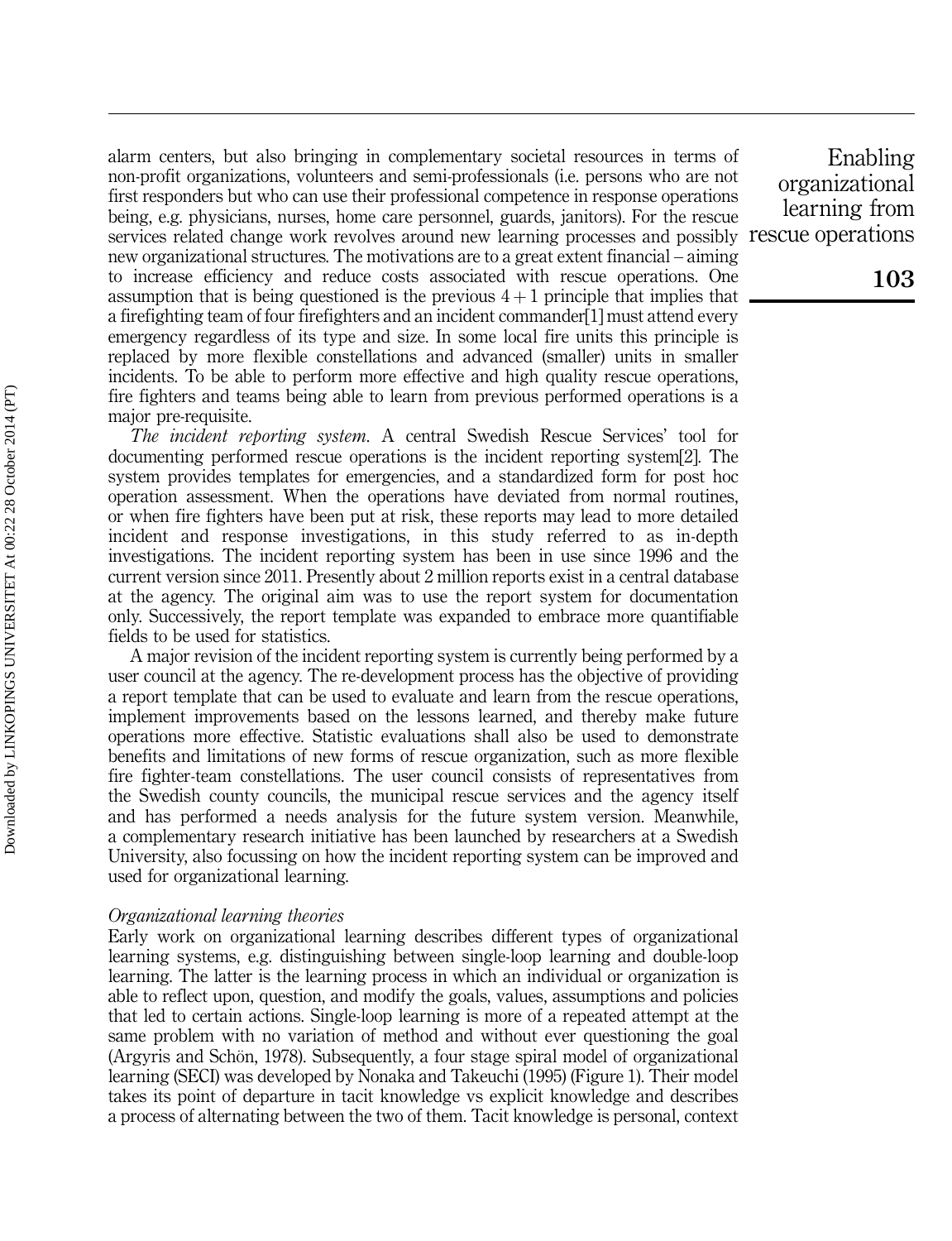alarm centers, but also bringing in complementary societal resources in terms of non-profit organizations, volunteers and semi-professionals (i.e. persons who are not first responders but who can use their professional competence in response operations being, e.g. physicians, nurses, home care personnel, guards, janitors). For the rescue services related change work revolves around new learning processes and possibly new organizational structures. The motivations are to a great extent financial – aiming to increase efficiency and reduce costs associated with rescue operations. One assumption that is being questioned is the previous $4+1$ principle that implies that a firefighting team of four firefighters and an incident commander[1] must attend every emergency regardless of its type and size. In some local fire units this principle is replaced by more flexible constellations and advanced (smaller) units in smaller incidents. To be able to perform more effective and high quality rescue operations, fire fighters and teams being able to learn from previous performed operations is a major pre-requisite.

*The incident reporting system.* A central Swedish Rescue Services' tool for documenting performed rescue operations is the incident reporting system[2]. The system provides templates for emergencies, and a standardized form for post hoc operation assessment. When the operations have deviated from normal routines, or when fire fighters have been put at risk, these reports may lead to more detailed incident and response investigations, in this study referred to as in-depth investigations. The incident reporting system has been in use since 1996 and the current version since 2011. Presently about 2 million reports exist in a central database at the agency. The original aim was to use the report system for documentation only. Successively, the report template was expanded to embrace more quantifiable fields to be used for statistics.

A major revision of the incident reporting system is currently being performed by a user council at the agency. The re-development process has the objective of providing a report template that can be used to evaluate and learn from the rescue operations, implement improvements based on the lessons learned, and thereby make future operations more effective. Statistic evaluations shall also be used to demonstrate benefits and limitations of new forms of rescue organization, such as more flexible fire fighter-team constellations. The user council consists of representatives from the Swedish county councils, the municipal rescue services and the agency itself and has performed a needs analysis for the future system version. Meanwhile, a complementary research initiative has been launched by researchers at a Swedish University, also focussing on how the incident reporting system can be improved and used for organizational learning.

### *Organizational learning theories*

Early work on organizational learning describes different types of organizational learning systems, e.g. distinguishing between single-loop learning and double-loop learning. The latter is the learning process in which an individual or organization is able to reflect upon, question, and modify the goals, values, assumptions and policies that led to certain actions. Single-loop learning is more of a repeated attempt at the same problem with no variation of method and without ever questioning the goal (Argyris and Schön, 1978). Subsequently, a four stage spiral model of organizational learning (SECI) was developed by Nonaka and Takeuchi (1995) (Figure 1). Their model takes its point of departure in tacit knowledge vs explicit knowledge and describes a process of alternating between the two of them. Tacit knowledge is personal, context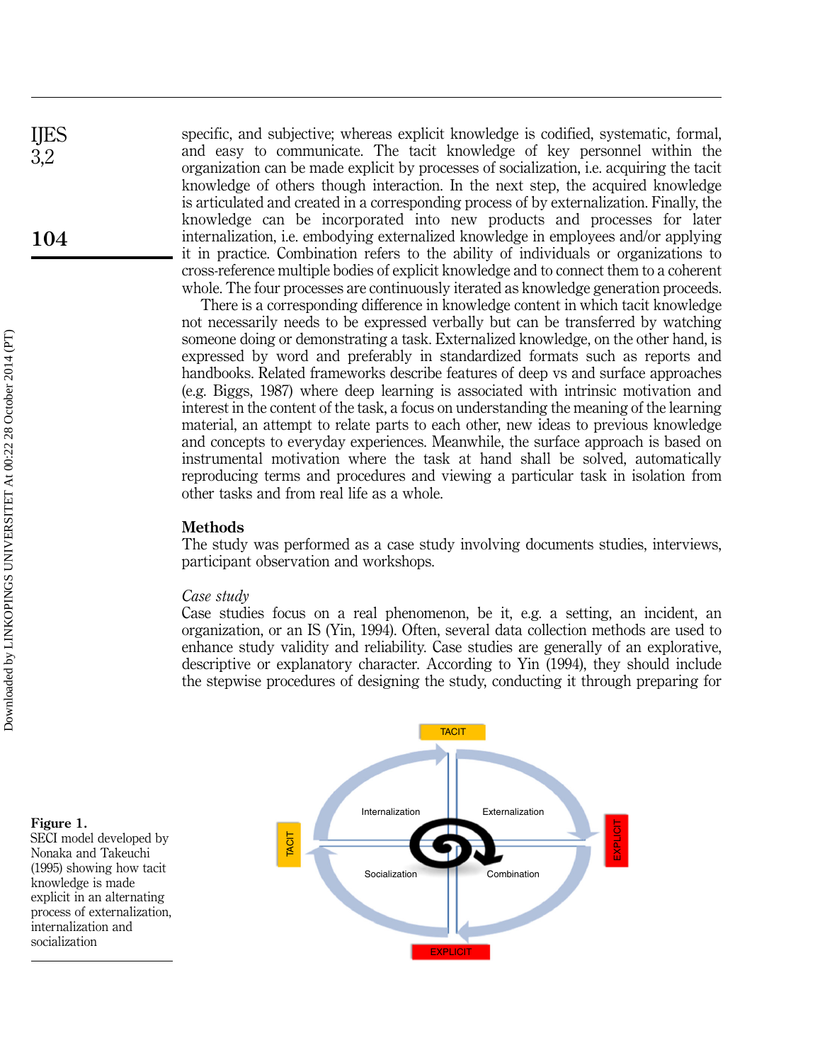specific, and subjective; whereas explicit knowledge is codified, systematic, formal, and easy to communicate. The tacit knowledge of key personnel within the organization can be made explicit by processes of socialization, i.e. acquiring the tacit knowledge of others though interaction. In the next step, the acquired knowledge is articulated and created in a corresponding process of by externalization. Finally, the knowledge can be incorporated into new products and processes for later internalization, i.e. embodying externalized knowledge in employees and/or applying it in practice. Combination refers to the ability of individuals or organizations to cross-reference multiple bodies of explicit knowledge and to connect them to a coherent whole. The four processes are continuously iterated as knowledge generation proceeds.

There is a corresponding difference in knowledge content in which tacit knowledge not necessarily needs to be expressed verbally but can be transferred by watching someone doing or demonstrating a task. Externalized knowledge, on the other hand, is expressed by word and preferably in standardized formats such as reports and handbooks. Related frameworks describe features of deep vs and surface approaches (e.g. Biggs, 1987) where deep learning is associated with intrinsic motivation and interest in the content of the task, a focus on understanding the meaning of the learning material, an attempt to relate parts to each other, new ideas to previous knowledge and concepts to everyday experiences. Meanwhile, the surface approach is based on instrumental motivation where the task at hand shall be solved, automatically reproducing terms and procedures and viewing a particular task in isolation from other tasks and from real life as a whole.

## Methods

The study was performed as a case study involving documents studies, interviews, participant observation and workshops.

### *Case study*

Case studies focus on a real phenomenon, be it, e.g. a setting, an incident, an organization, or an IS (Yin, 1994). Often, several data collection methods are used to enhance study validity and reliability. Case studies are generally of an explorative, descriptive or explanatory character. According to Yin (1994), they should include the stepwise procedures of designing the study, conducting it through preparing for

TACIT
EXPLICIT
EXPLICIT
TACIT
Internalization
Externalization
Socialization
Combination

**Figure 1.** SECI model developed by Nonaka and Takeuchi (1995) showing how tacit knowledge is made explicit in an alternating process of externalization, internalization and socialization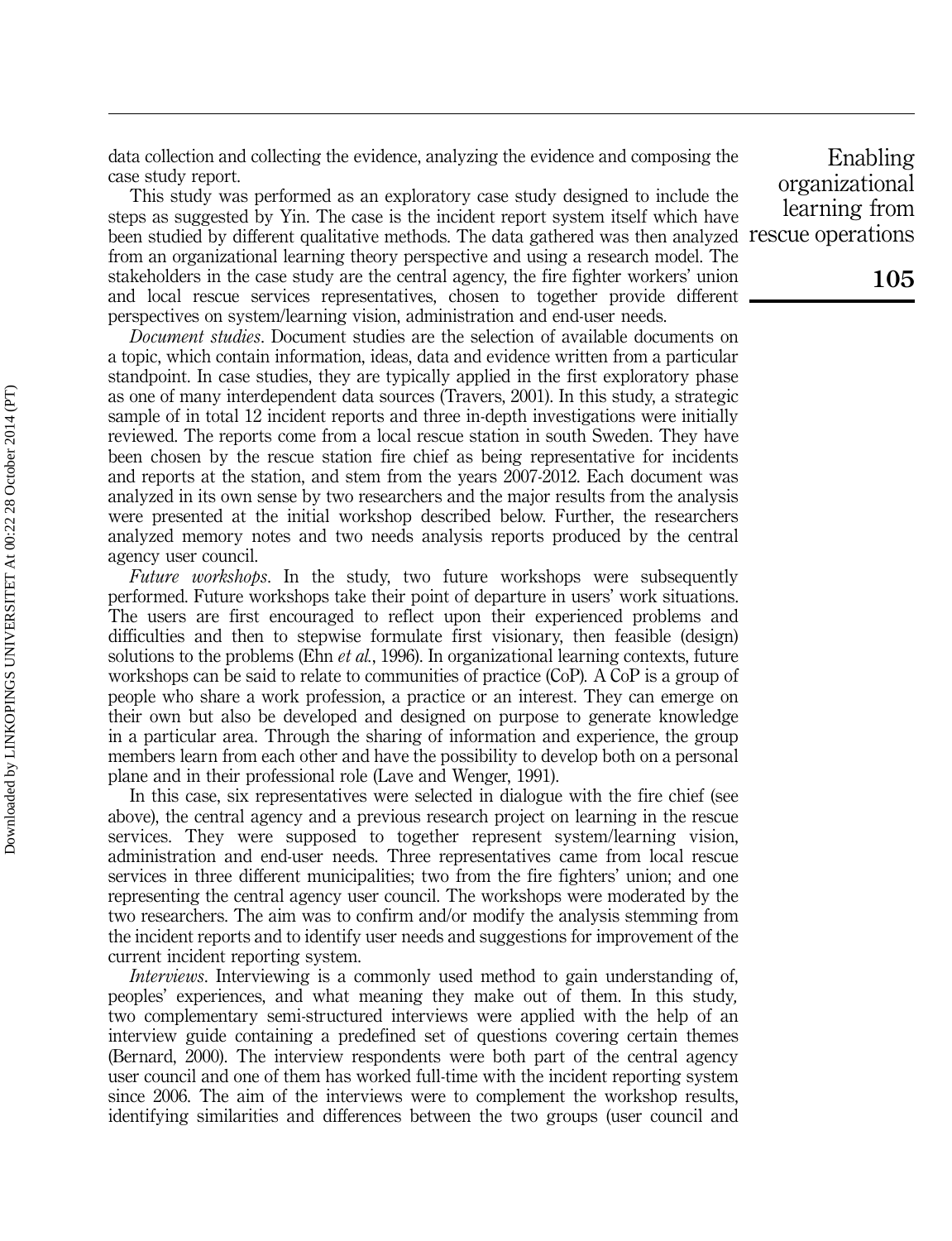data collection and collecting the evidence, analyzing the evidence and composing the case study report.

This study was performed as an exploratory case study designed to include the steps as suggested by Yin. The case is the incident report system itself which have been studied by different qualitative methods. The data gathered was then analyzed from an organizational learning theory perspective and using a research model. The stakeholders in the case study are the central agency, the fire fighter workers' union and local rescue services representatives, chosen to together provide different perspectives on system/learning vision, administration and end-user needs.

*Document studies*. Document studies are the selection of available documents on a topic, which contain information, ideas, data and evidence written from a particular standpoint. In case studies, they are typically applied in the first exploratory phase as one of many interdependent data sources (Travers, 2001). In this study, a strategic sample of in total 12 incident reports and three in-depth investigations were initially reviewed. The reports come from a local rescue station in south Sweden. They have been chosen by the rescue station fire chief as being representative for incidents and reports at the station, and stem from the years 2007-2012. Each document was analyzed in its own sense by two researchers and the major results from the analysis were presented at the initial workshop described below. Further, the researchers analyzed memory notes and two needs analysis reports produced by the central agency user council.

*Future workshops*. In the study, two future workshops were subsequently performed. Future workshops take their point of departure in users' work situations. The users are first encouraged to reflect upon their experienced problems and difficulties and then to stepwise formulate first visionary, then feasible (design) solutions to the problems (Ehn *et al.*, 1996). In organizational learning contexts, future workshops can be said to relate to communities of practice (CoP). A CoP is a group of people who share a work profession, a practice or an interest. They can emerge on their own but also be developed and designed on purpose to generate knowledge in a particular area. Through the sharing of information and experience, the group members learn from each other and have the possibility to develop both on a personal plane and in their professional role (Lave and Wenger, 1991).

In this case, six representatives were selected in dialogue with the fire chief (see above), the central agency and a previous research project on learning in the rescue services. They were supposed to together represent system/learning vision, administration and end-user needs. Three representatives came from local rescue services in three different municipalities; two from the fire fighters' union; and one representing the central agency user council. The workshops were moderated by the two researchers. The aim was to confirm and/or modify the analysis stemming from the incident reports and to identify user needs and suggestions for improvement of the current incident reporting system.

*Interviews*. Interviewing is a commonly used method to gain understanding of, peoples' experiences, and what meaning they make out of them. In this study, two complementary semi-structured interviews were applied with the help of an interview guide containing a predefined set of questions covering certain themes (Bernard, 2000). The interview respondents were both part of the central agency user council and one of them has worked full-time with the incident reporting system since 2006. The aim of the interviews were to complement the workshop results, identifying similarities and differences between the two groups (user council and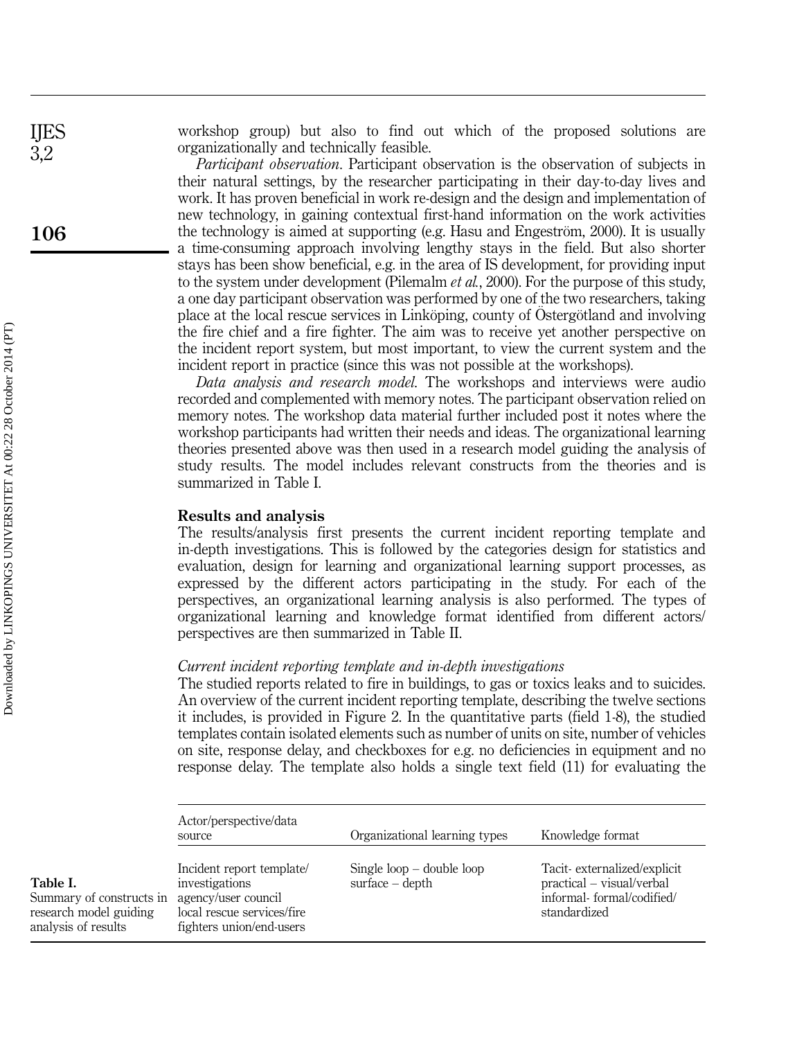workshop group) but also to find out which of the proposed solutions are organizationally and technically feasible.

*Participant observation*. Participant observation is the observation of subjects in their natural settings, by the researcher participating in their day-to-day lives and work. It has proven beneficial in work re-design and the design and implementation of new technology, in gaining contextual first-hand information on the work activities the technology is aimed at supporting (e.g. Hasu and Engeström, 2000). It is usually a time-consuming approach involving lengthy stays in the field. But also shorter stays has been show beneficial, e.g. in the area of IS development, for providing input to the system under development (Pilemalm *et al.*, 2000). For the purpose of this study, a one day participant observation was performed by one of the two researchers, taking place at the local rescue services in Linköping, county of Östergötland and involving the fire chief and a fire fighter. The aim was to receive yet another perspective on the incident report system, but most important, to view the current system and the incident report in practice (since this was not possible at the workshops).

*Data analysis and research model*. The workshops and interviews were audio recorded and complemented with memory notes. The participant observation relied on memory notes. The workshop data material further included post it notes where the workshop participants had written their needs and ideas. The organizational learning theories presented above was then used in a research model guiding the analysis of study results. The model includes relevant constructs from the theories and is summarized in Table I.

## Results and analysis

The results/analysis first presents the current incident reporting template and in-depth investigations. This is followed by the categories design for statistics and evaluation, design for learning and organizational learning support processes, as expressed by the different actors participating in the study. For each of the perspectives, an organizational learning analysis is also performed. The types of organizational learning and knowledge format identified from different actors/perspectives are then summarized in Table II.

### *Current incident reporting template and in-depth investigations*

The studied reports related to fire in buildings, to gas or toxics leaks and to suicides. An overview of the current incident reporting template, describing the twelve sections it includes, is provided in Figure 2. In the quantitative parts (field 1-8), the studied templates contain isolated elements such as number of units on site, number of vehicles on site, response delay, and checkboxes for e.g. no deficiencies in equipment and no response delay. The template also holds a single text field (11) for evaluating the

| Actor/perspective/data source | Organizational learning types | Knowledge format |
|---|---|---|
| Incident report template/ investigations agency/user council local rescue services/fire fighters union/end-users | Single loop – double loop surface – depth | Tacit- externalized/explicit practical – visual/verbal informal- formal/codified/ standardized |

**Table I.** Summary of constructs in research model guiding analysis of results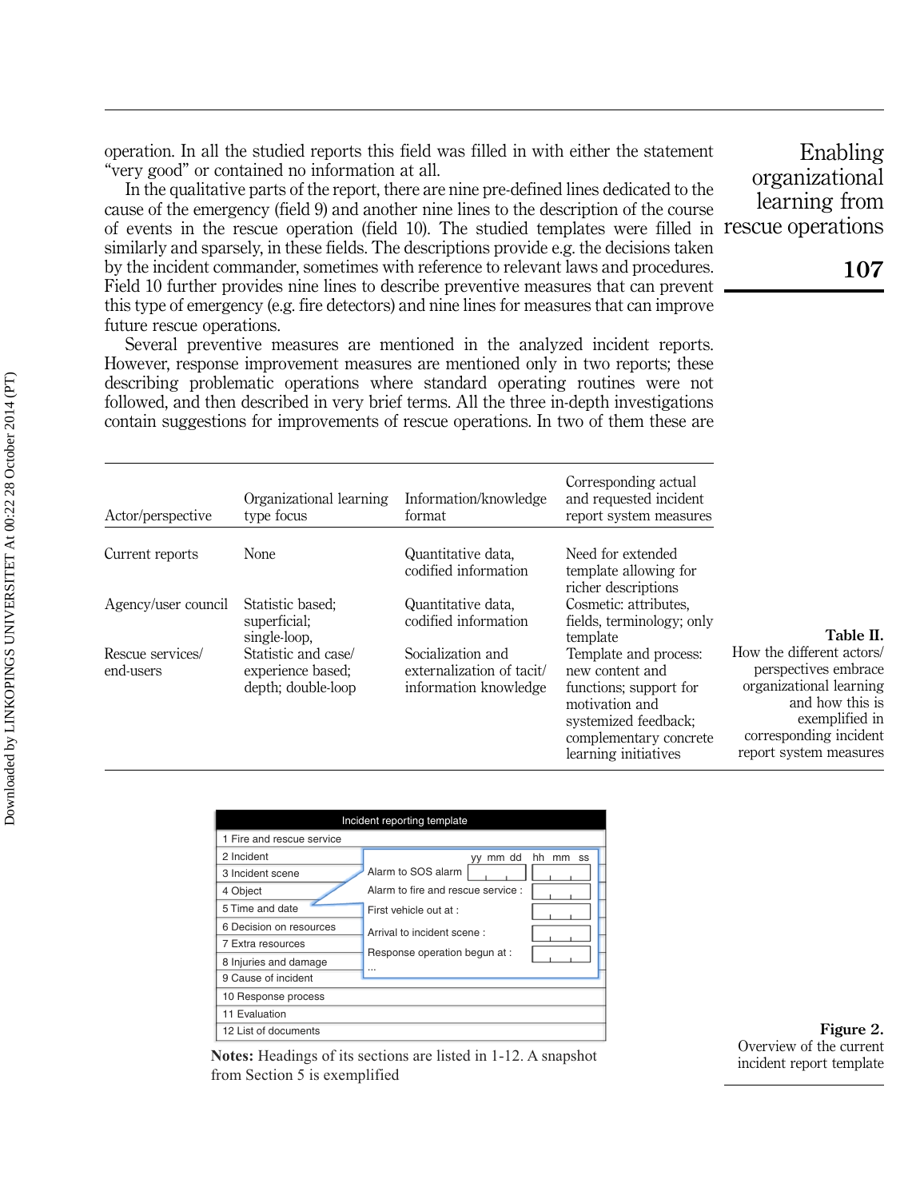operation. In all the studied reports this field was filled in with either the statement "very good" or contained no information at all.

In the qualitative parts of the report, there are nine pre-defined lines dedicated to the cause of the emergency (field 9) and another nine lines to the description of the course of events in the rescue operation (field 10). The studied templates were filled in similarly and sparsely, in these fields. The descriptions provide e.g. the decisions taken by the incident commander, sometimes with reference to relevant laws and procedures. Field 10 further provides nine lines to describe preventive measures that can prevent this type of emergency (e.g. fire detectors) and nine lines for measures that can improve future rescue operations.

Several preventive measures are mentioned in the analyzed incident reports. However, response improvement measures are mentioned only in two reports; these describing problematic operations where standard operating routines were not followed, and then described in very brief terms. All the three in-depth investigations contain suggestions for improvements of rescue operations. In two of them these are

| Actor/perspective | Organizational learning type focus | Information/knowledge format | Corresponding actual and requested incident report system measures |
|---|---|---|---|
| Current reports | None | Quantitative data, codified information | Need for extended template allowing for richer descriptions |
| Agency/user council | Statistic based; superficial; single-loop, | Quantitative data, codified information | Cosmetic: attributes, fields, terminology; only template |
| Rescue services/ end-users | Statistic and case/ experience based; depth; double-loop | Socialization and externalization of tacit/ information knowledge | Template and process: new content and functions; support for motivation and systemized feedback; complementary concrete learning initiatives |

**Table II.** How the different actors/ perspectives embrace organizational learning and how this is exemplified in corresponding incident report system measures

| Incident reporting template |
|---|
| 1 Fire and rescue service |
| 2 Incident |
| 3 Incident scene |
| 4 Object |
| 5 Time and date |
| 6 Decision on resources |
| 7 Extra resources |
| 8 Injuries and damage |
| 9 Cause of incident |
| 10 Response process |
| 11 Evaluation |
| 12 List of documents |

Section 5 snapshot (yy mm dd / hh mm ss): Alarm to SOS alarm; Alarm to fire and rescue service :; First vehicle out at :; Arrival to incident scene :; Response operation begun at :; ...

**Notes:** Headings of its sections are listed in 1-12. A snapshot from Section 5 is exemplified

**Figure 2.** Overview of the current incident report template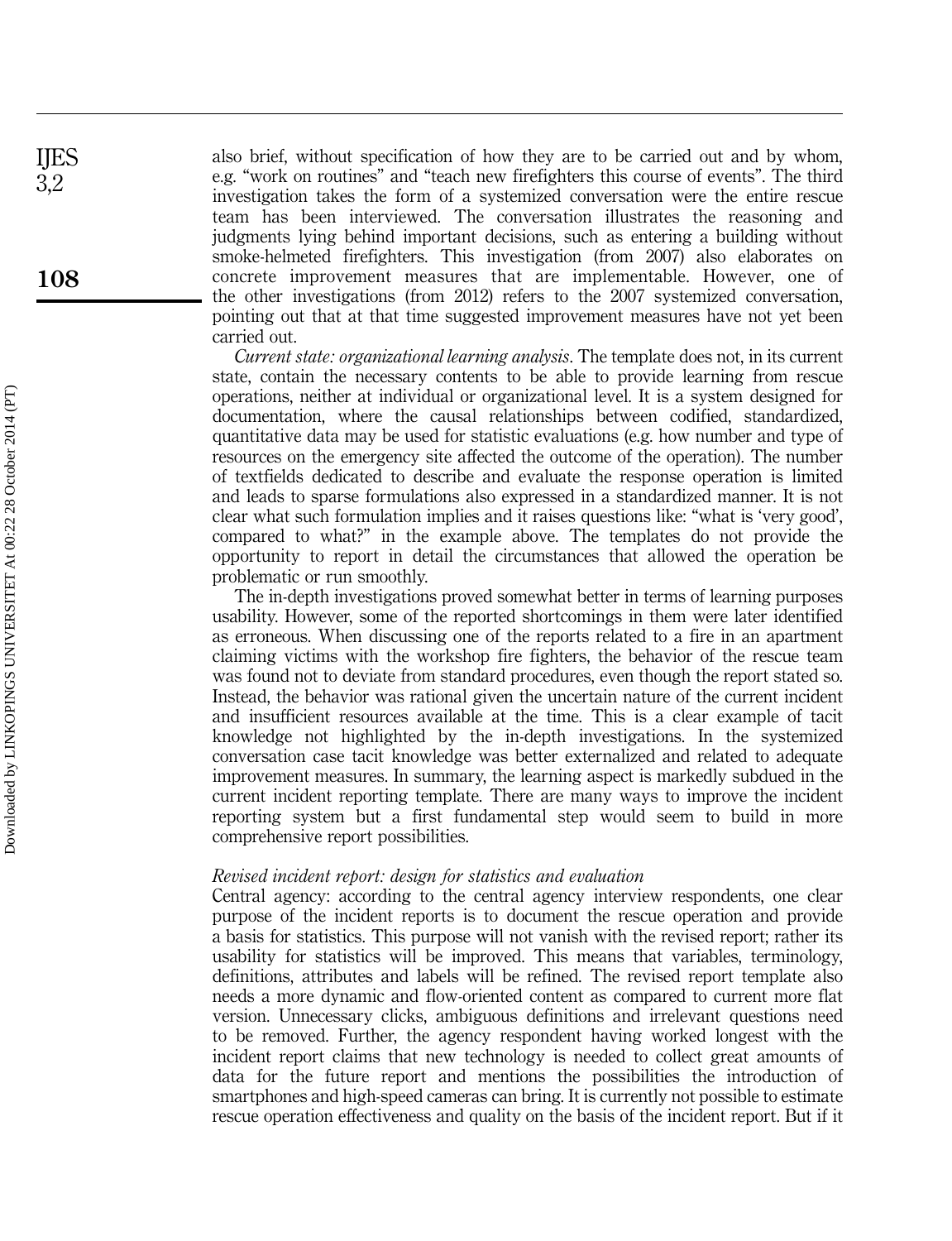also brief, without specification of how they are to be carried out and by whom, e.g. "work on routines" and "teach new firefighters this course of events". The third investigation takes the form of a systemized conversation were the entire rescue team has been interviewed. The conversation illustrates the reasoning and judgments lying behind important decisions, such as entering a building without smoke-helmeted firefighters. This investigation (from 2007) also elaborates on concrete improvement measures that are implementable. However, one of the other investigations (from 2012) refers to the 2007 systemized conversation, pointing out that at that time suggested improvement measures have not yet been carried out.

*Current state: organizational learning analysis*. The template does not, in its current state, contain the necessary contents to be able to provide learning from rescue operations, neither at individual or organizational level. It is a system designed for documentation, where the causal relationships between codified, standardized, quantitative data may be used for statistic evaluations (e.g. how number and type of resources on the emergency site affected the outcome of the operation). The number of textfields dedicated to describe and evaluate the response operation is limited and leads to sparse formulations also expressed in a standardized manner. It is not clear what such formulation implies and it raises questions like: "what is 'very good', compared to what?" in the example above. The templates do not provide the opportunity to report in detail the circumstances that allowed the operation be problematic or run smoothly.

The in-depth investigations proved somewhat better in terms of learning purposes usability. However, some of the reported shortcomings in them were later identified as erroneous. When discussing one of the reports related to a fire in an apartment claiming victims with the workshop fire fighters, the behavior of the rescue team was found not to deviate from standard procedures, even though the report stated so. Instead, the behavior was rational given the uncertain nature of the current incident and insufficient resources available at the time. This is a clear example of tacit knowledge not highlighted by the in-depth investigations. In the systemized conversation case tacit knowledge was better externalized and related to adequate improvement measures. In summary, the learning aspect is markedly subdued in the current incident reporting template. There are many ways to improve the incident reporting system but a first fundamental step would seem to build in more comprehensive report possibilities.

*Revised incident report: design for statistics and evaluation*

Central agency: according to the central agency interview respondents, one clear purpose of the incident reports is to document the rescue operation and provide a basis for statistics. This purpose will not vanish with the revised report; rather its usability for statistics will be improved. This means that variables, terminology, definitions, attributes and labels will be refined. The revised report template also needs a more dynamic and flow-oriented content as compared to current more flat version. Unnecessary clicks, ambiguous definitions and irrelevant questions need to be removed. Further, the agency respondent having worked longest with the incident report claims that new technology is needed to collect great amounts of data for the future report and mentions the possibilities the introduction of smartphones and high-speed cameras can bring. It is currently not possible to estimate rescue operation effectiveness and quality on the basis of the incident report. But if it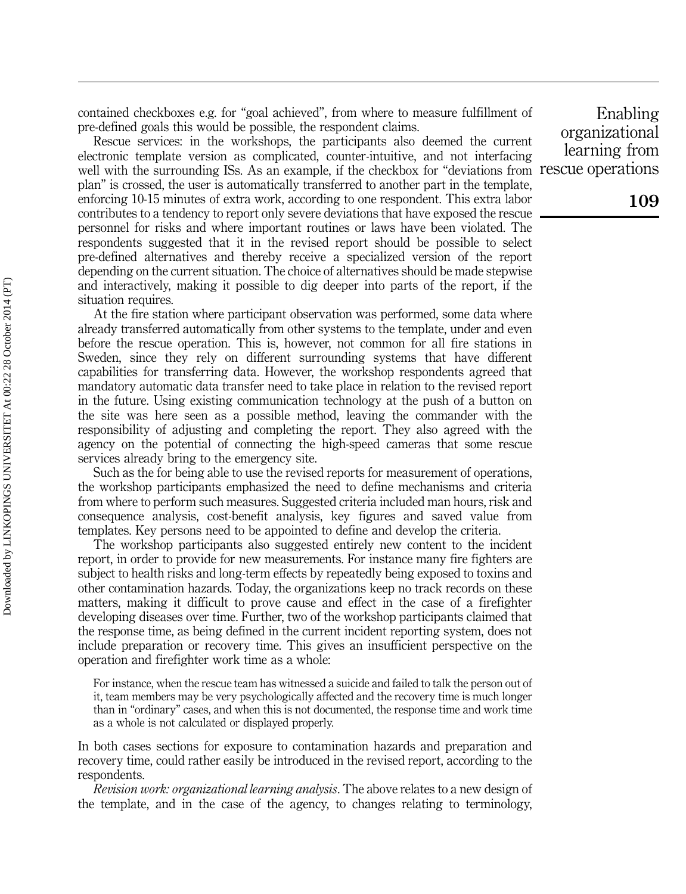contained checkboxes e.g. for "goal achieved", from where to measure fulfillment of pre-defined goals this would be possible, the respondent claims.

Rescue services: in the workshops, the participants also deemed the current electronic template version as complicated, counter-intuitive, and not interfacing well with the surrounding ISs. As an example, if the checkbox for "deviations from plan" is crossed, the user is automatically transferred to another part in the template, enforcing 10-15 minutes of extra work, according to one respondent. This extra labor contributes to a tendency to report only severe deviations that have exposed the rescue personnel for risks and where important routines or laws have been violated. The respondents suggested that it in the revised report should be possible to select pre-defined alternatives and thereby receive a specialized version of the report depending on the current situation. The choice of alternatives should be made stepwise and interactively, making it possible to dig deeper into parts of the report, if the situation requires.

At the fire station where participant observation was performed, some data where already transferred automatically from other systems to the template, under and even before the rescue operation. This is, however, not common for all fire stations in Sweden, since they rely on different surrounding systems that have different capabilities for transferring data. However, the workshop respondents agreed that mandatory automatic data transfer need to take place in relation to the revised report in the future. Using existing communication technology at the push of a button on the site was here seen as a possible method, leaving the commander with the responsibility of adjusting and completing the report. They also agreed with the agency on the potential of connecting the high-speed cameras that some rescue services already bring to the emergency site.

Such as the for being able to use the revised reports for measurement of operations, the workshop participants emphasized the need to define mechanisms and criteria from where to perform such measures. Suggested criteria included man hours, risk and consequence analysis, cost-benefit analysis, key figures and saved value from templates. Key persons need to be appointed to define and develop the criteria.

The workshop participants also suggested entirely new content to the incident report, in order to provide for new measurements. For instance many fire fighters are subject to health risks and long-term effects by repeatedly being exposed to toxins and other contamination hazards. Today, the organizations keep no track records on these matters, making it difficult to prove cause and effect in the case of a firefighter developing diseases over time. Further, two of the workshop participants claimed that the response time, as being defined in the current incident reporting system, does not include preparation or recovery time. This gives an insufficient perspective on the operation and firefighter work time as a whole:

> For instance, when the rescue team has witnessed a suicide and failed to talk the person out of it, team members may be very psychologically affected and the recovery time is much longer than in "ordinary" cases, and when this is not documented, the response time and work time as a whole is not calculated or displayed properly.

In both cases sections for exposure to contamination hazards and preparation and recovery time, could rather easily be introduced in the revised report, according to the respondents.

*Revision work: organizational learning analysis*. The above relates to a new design of the template, and in the case of the agency, to changes relating to terminology,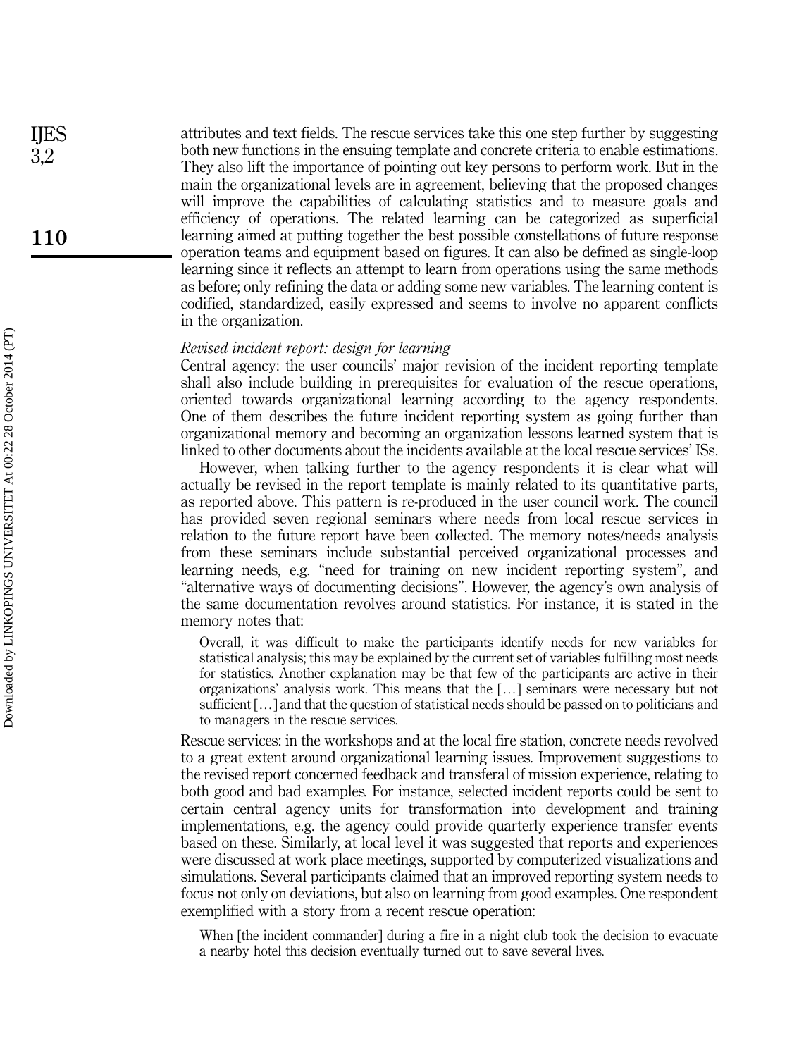attributes and text fields. The rescue services take this one step further by suggesting both new functions in the ensuing template and concrete criteria to enable estimations. They also lift the importance of pointing out key persons to perform work. But in the main the organizational levels are in agreement, believing that the proposed changes will improve the capabilities of calculating statistics and to measure goals and efficiency of operations. The related learning can be categorized as superficial learning aimed at putting together the best possible constellations of future response operation teams and equipment based on figures. It can also be defined as single-loop learning since it reflects an attempt to learn from operations using the same methods as before; only refining the data or adding some new variables. The learning content is codified, standardized, easily expressed and seems to involve no apparent conflicts in the organization.

*Revised incident report: design for learning*

Central agency: the user councils' major revision of the incident reporting template shall also include building in prerequisites for evaluation of the rescue operations, oriented towards organizational learning according to the agency respondents. One of them describes the future incident reporting system as going further than organizational memory and becoming an organization lessons learned system that is linked to other documents about the incidents available at the local rescue services' ISs.

However, when talking further to the agency respondents it is clear what will actually be revised in the report template is mainly related to its quantitative parts, as reported above. This pattern is re-produced in the user council work. The council has provided seven regional seminars where needs from local rescue services in relation to the future report have been collected. The memory notes/needs analysis from these seminars include substantial perceived organizational processes and learning needs, e.g. "need for training on new incident reporting system", and "alternative ways of documenting decisions". However, the agency's own analysis of the same documentation revolves around statistics. For instance, it is stated in the memory notes that:

> Overall, it was difficult to make the participants identify needs for new variables for statistical analysis; this may be explained by the current set of variables fulfilling most needs for statistics. Another explanation may be that few of the participants are active in their organizations' analysis work. This means that the […] seminars were necessary but not sufficient […] and that the question of statistical needs should be passed on to politicians and to managers in the rescue services.

Rescue services: in the workshops and at the local fire station, concrete needs revolved to a great extent around organizational learning issues. Improvement suggestions to the revised report concerned feedback and transferal of mission experience, relating to both good and bad examples. For instance, selected incident reports could be sent to certain central agency units for transformation into development and training implementations, e.g. the agency could provide quarterly experience transfer events based on these. Similarly, at local level it was suggested that reports and experiences were discussed at work place meetings, supported by computerized visualizations and simulations. Several participants claimed that an improved reporting system needs to focus not only on deviations, but also on learning from good examples. One respondent exemplified with a story from a recent rescue operation:

> When [the incident commander] during a fire in a night club took the decision to evacuate a nearby hotel this decision eventually turned out to save several lives.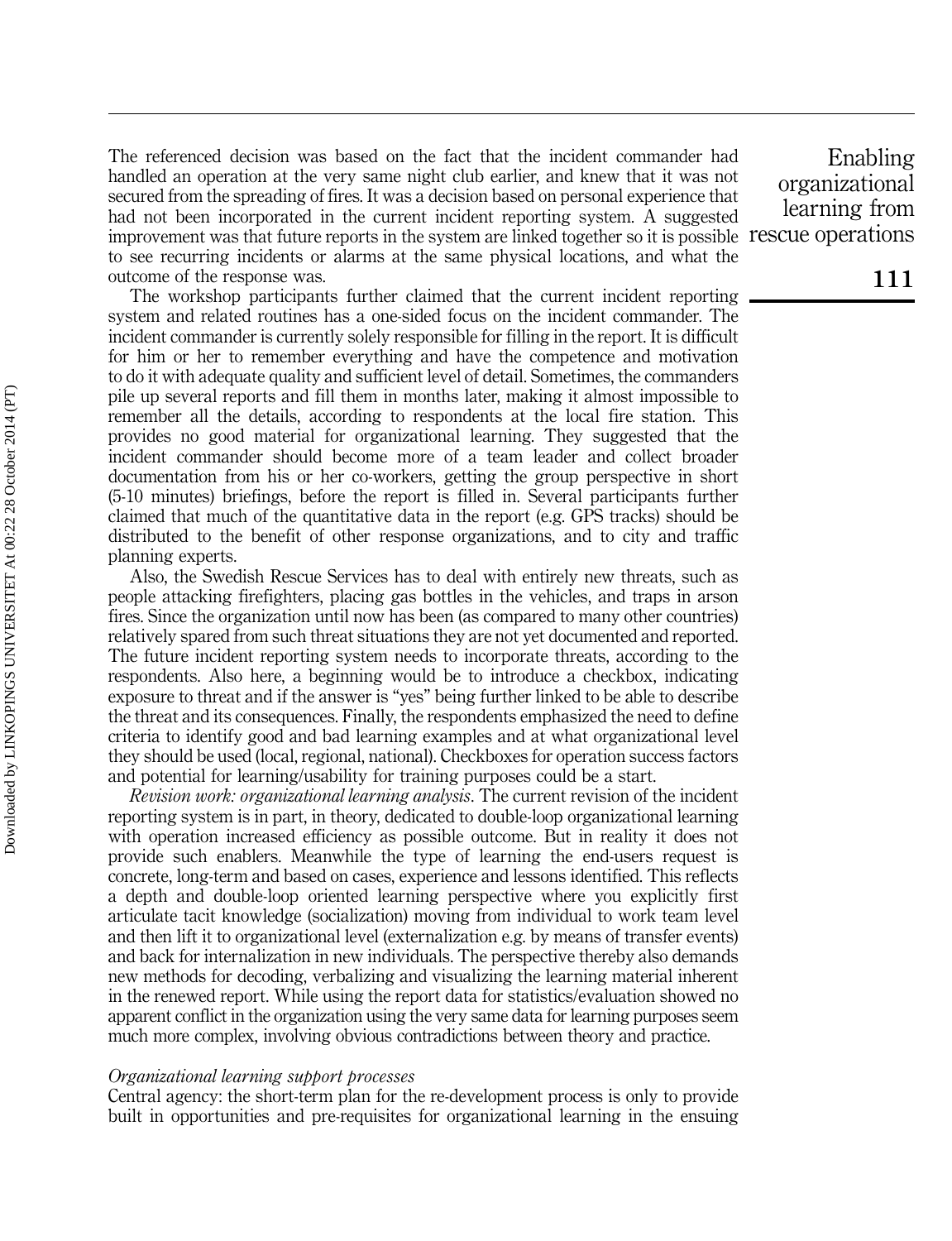The referenced decision was based on the fact that the incident commander had handled an operation at the very same night club earlier, and knew that it was not secured from the spreading of fires. It was a decision based on personal experience that had not been incorporated in the current incident reporting system. A suggested improvement was that future reports in the system are linked together so it is possible to see recurring incidents or alarms at the same physical locations, and what the outcome of the response was.

The workshop participants further claimed that the current incident reporting system and related routines has a one-sided focus on the incident commander. The incident commander is currently solely responsible for filling in the report. It is difficult for him or her to remember everything and have the competence and motivation to do it with adequate quality and sufficient level of detail. Sometimes, the commanders pile up several reports and fill them in months later, making it almost impossible to remember all the details, according to respondents at the local fire station. This provides no good material for organizational learning. They suggested that the incident commander should become more of a team leader and collect broader documentation from his or her co-workers, getting the group perspective in short (5-10 minutes) briefings, before the report is filled in. Several participants further claimed that much of the quantitative data in the report (e.g. GPS tracks) should be distributed to the benefit of other response organizations, and to city and traffic planning experts.

Also, the Swedish Rescue Services has to deal with entirely new threats, such as people attacking firefighters, placing gas bottles in the vehicles, and traps in arson fires. Since the organization until now has been (as compared to many other countries) relatively spared from such threat situations they are not yet documented and reported. The future incident reporting system needs to incorporate threats, according to the respondents. Also here, a beginning would be to introduce a checkbox, indicating exposure to threat and if the answer is "yes" being further linked to be able to describe the threat and its consequences. Finally, the respondents emphasized the need to define criteria to identify good and bad learning examples and at what organizational level they should be used (local, regional, national). Checkboxes for operation success factors and potential for learning/usability for training purposes could be a start.

*Revision work: organizational learning analysis*. The current revision of the incident reporting system is in part, in theory, dedicated to double-loop organizational learning with operation increased efficiency as possible outcome. But in reality it does not provide such enablers. Meanwhile the type of learning the end-users request is concrete, long-term and based on cases, experience and lessons identified. This reflects a depth and double-loop oriented learning perspective where you explicitly first articulate tacit knowledge (socialization) moving from individual to work team level and then lift it to organizational level (externalization e.g. by means of transfer events) and back for internalization in new individuals. The perspective thereby also demands new methods for decoding, verbalizing and visualizing the learning material inherent in the renewed report. While using the report data for statistics/evaluation showed no apparent conflict in the organization using the very same data for learning purposes seem much more complex, involving obvious contradictions between theory and practice.

### *Organizational learning support processes*

Central agency: the short-term plan for the re-development process is only to provide built in opportunities and pre-requisites for organizational learning in the ensuing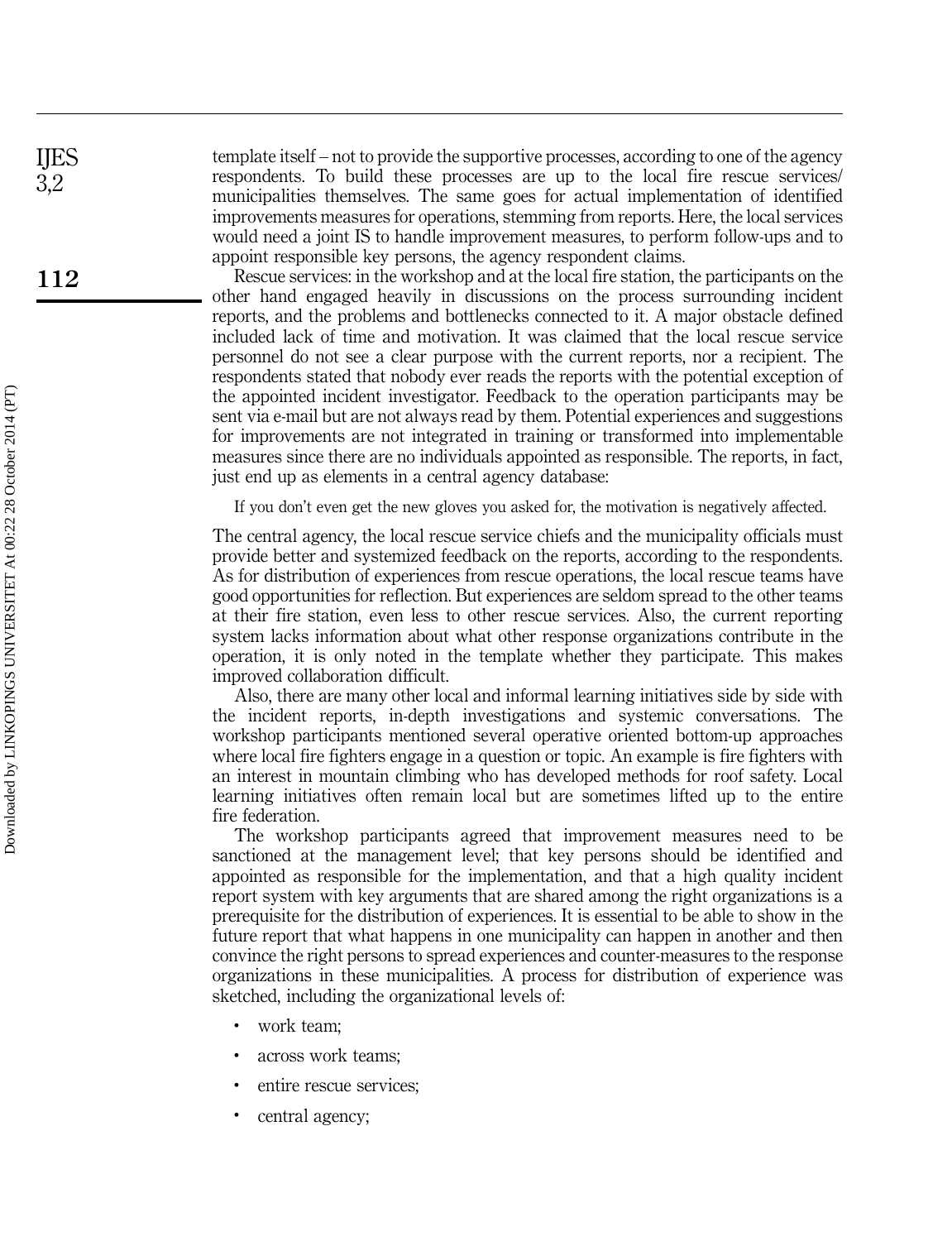template itself – not to provide the supportive processes, according to one of the agency respondents. To build these processes are up to the local fire rescue services/municipalities themselves. The same goes for actual implementation of identified improvements measures for operations, stemming from reports. Here, the local services would need a joint IS to handle improvement measures, to perform follow-ups and to appoint responsible key persons, the agency respondent claims.

Rescue services: in the workshop and at the local fire station, the participants on the other hand engaged heavily in discussions on the process surrounding incident reports, and the problems and bottlenecks connected to it. A major obstacle defined included lack of time and motivation. It was claimed that the local rescue service personnel do not see a clear purpose with the current reports, nor a recipient. The respondents stated that nobody ever reads the reports with the potential exception of the appointed incident investigator. Feedback to the operation participants may be sent via e-mail but are not always read by them. Potential experiences and suggestions for improvements are not integrated in training or transformed into implementable measures since there are no individuals appointed as responsible. The reports, in fact, just end up as elements in a central agency database:

> If you don't even get the new gloves you asked for, the motivation is negatively affected.

The central agency, the local rescue service chiefs and the municipality officials must provide better and systemized feedback on the reports, according to the respondents. As for distribution of experiences from rescue operations, the local rescue teams have good opportunities for reflection. But experiences are seldom spread to the other teams at their fire station, even less to other rescue services. Also, the current reporting system lacks information about what other response organizations contribute in the operation, it is only noted in the template whether they participate. This makes improved collaboration difficult.

Also, there are many other local and informal learning initiatives side by side with the incident reports, in-depth investigations and systemic conversations. The workshop participants mentioned several operative oriented bottom-up approaches where local fire fighters engage in a question or topic. An example is fire fighters with an interest in mountain climbing who has developed methods for roof safety. Local learning initiatives often remain local but are sometimes lifted up to the entire fire federation.

The workshop participants agreed that improvement measures need to be sanctioned at the management level; that key persons should be identified and appointed as responsible for the implementation, and that a high quality incident report system with key arguments that are shared among the right organizations is a prerequisite for the distribution of experiences. It is essential to be able to show in the future report that what happens in one municipality can happen in another and then convince the right persons to spread experiences and counter-measures to the response organizations in these municipalities. A process for distribution of experience was sketched, including the organizational levels of:

- work team;
- across work teams;
- entire rescue services;
- central agency;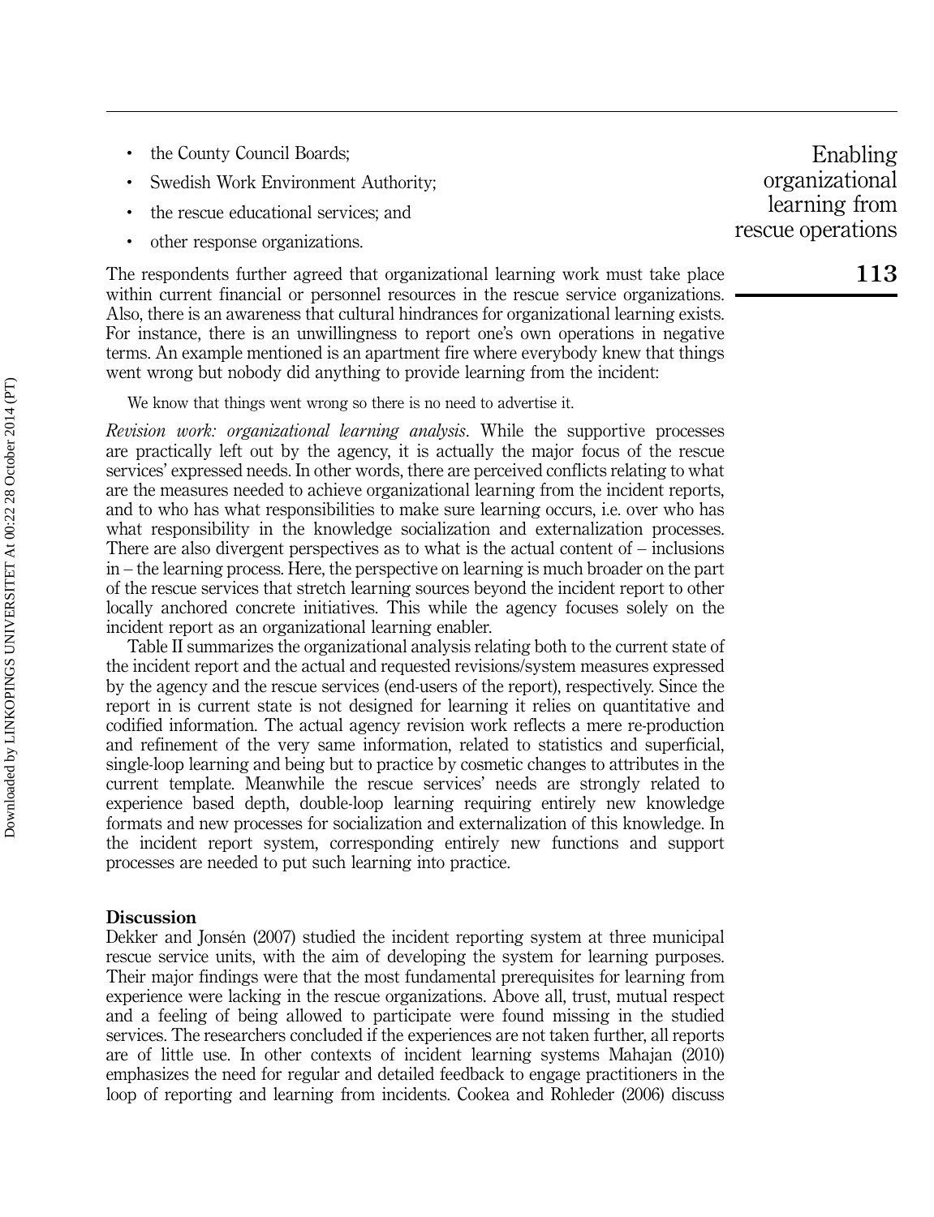- the County Council Boards;
- Swedish Work Environment Authority;
- the rescue educational services; and
- other response organizations.

The respondents further agreed that organizational learning work must take place within current financial or personnel resources in the rescue service organizations. Also, there is an awareness that cultural hindrances for organizational learning exists. For instance, there is an unwillingness to report one's own operations in negative terms. An example mentioned is an apartment fire where everybody knew that things went wrong but nobody did anything to provide learning from the incident:

> We know that things went wrong so there is no need to advertise it.

*Revision work: organizational learning analysis*. While the supportive processes are practically left out by the agency, it is actually the major focus of the rescue services' expressed needs. In other words, there are perceived conflicts relating to what are the measures needed to achieve organizational learning from the incident reports, and to who has what responsibilities to make sure learning occurs, i.e. over who has what responsibility in the knowledge socialization and externalization processes. There are also divergent perspectives as to what is the actual content of – inclusions in – the learning process. Here, the perspective on learning is much broader on the part of the rescue services that stretch learning sources beyond the incident report to other locally anchored concrete initiatives. This while the agency focuses solely on the incident report as an organizational learning enabler.

Table II summarizes the organizational analysis relating both to the current state of the incident report and the actual and requested revisions/system measures expressed by the agency and the rescue services (end-users of the report), respectively. Since the report in is current state is not designed for learning it relies on quantitative and codified information. The actual agency revision work reflects a mere re-production and refinement of the very same information, related to statistics and superficial, single-loop learning and being but to practice by cosmetic changes to attributes in the current template. Meanwhile the rescue services' needs are strongly related to experience based depth, double-loop learning requiring entirely new knowledge formats and new processes for socialization and externalization of this knowledge. In the incident report system, corresponding entirely new functions and support processes are needed to put such learning into practice.

## Discussion

Dekker and Jonsén (2007) studied the incident reporting system at three municipal rescue service units, with the aim of developing the system for learning purposes. Their major findings were that the most fundamental prerequisites for learning from experience were lacking in the rescue organizations. Above all, trust, mutual respect and a feeling of being allowed to participate were found missing in the studied services. The researchers concluded if the experiences are not taken further, all reports are of little use. In other contexts of incident learning systems Mahajan (2010) emphasizes the need for regular and detailed feedback to engage practitioners in the loop of reporting and learning from incidents. Cookea and Rohleder (2006) discuss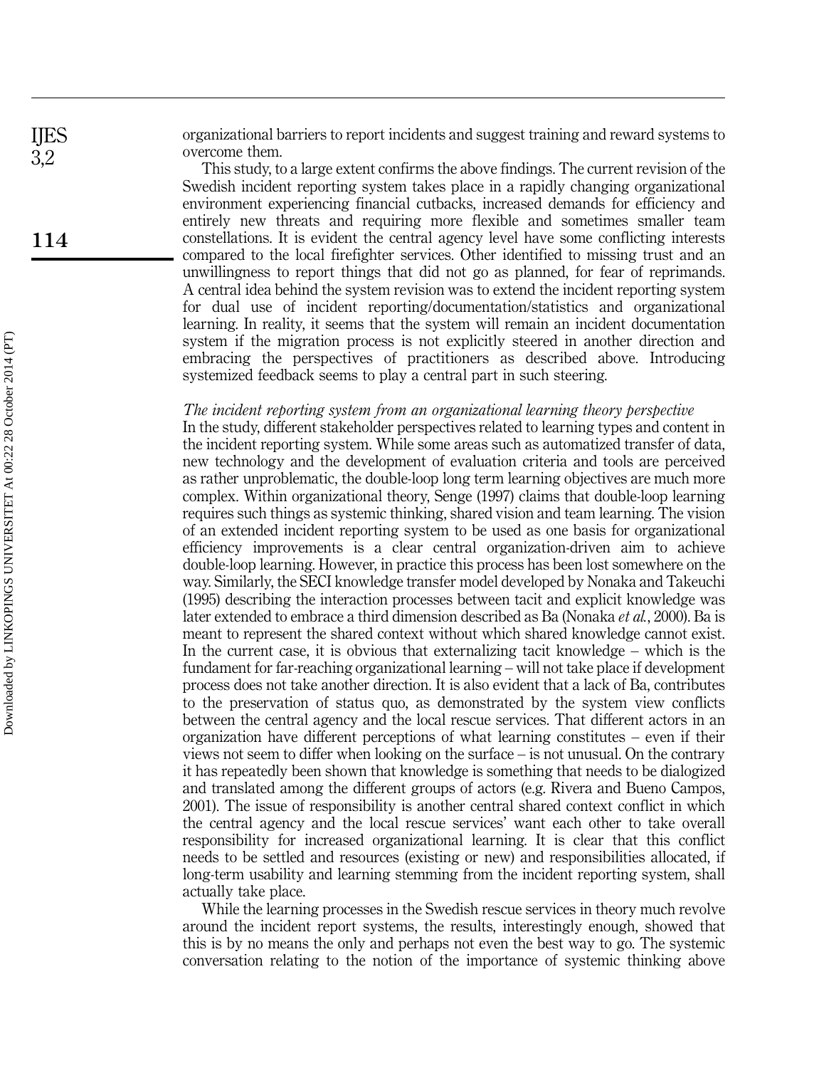organizational barriers to report incidents and suggest training and reward systems to overcome them.

This study, to a large extent confirms the above findings. The current revision of the Swedish incident reporting system takes place in a rapidly changing organizational environment experiencing financial cutbacks, increased demands for efficiency and entirely new threats and requiring more flexible and sometimes smaller team constellations. It is evident the central agency level have some conflicting interests compared to the local firefighter services. Other identified to missing trust and an unwillingness to report things that did not go as planned, for fear of reprimands. A central idea behind the system revision was to extend the incident reporting system for dual use of incident reporting/documentation/statistics and organizational learning. In reality, it seems that the system will remain an incident documentation system if the migration process is not explicitly steered in another direction and embracing the perspectives of practitioners as described above. Introducing systemized feedback seems to play a central part in such steering.

*The incident reporting system from an organizational learning theory perspective*

In the study, different stakeholder perspectives related to learning types and content in the incident reporting system. While some areas such as automatized transfer of data, new technology and the development of evaluation criteria and tools are perceived as rather unproblematic, the double-loop long term learning objectives are much more complex. Within organizational theory, Senge (1997) claims that double-loop learning requires such things as systemic thinking, shared vision and team learning. The vision of an extended incident reporting system to be used as one basis for organizational efficiency improvements is a clear central organization-driven aim to achieve double-loop learning. However, in practice this process has been lost somewhere on the way. Similarly, the SECI knowledge transfer model developed by Nonaka and Takeuchi (1995) describing the interaction processes between tacit and explicit knowledge was later extended to embrace a third dimension described as Ba (Nonaka *et al.*, 2000). Ba is meant to represent the shared context without which shared knowledge cannot exist. In the current case, it is obvious that externalizing tacit knowledge – which is the fundament for far-reaching organizational learning – will not take place if development process does not take another direction. It is also evident that a lack of Ba, contributes to the preservation of status quo, as demonstrated by the system view conflicts between the central agency and the local rescue services. That different actors in an organization have different perceptions of what learning constitutes – even if their views not seem to differ when looking on the surface – is not unusual. On the contrary it has repeatedly been shown that knowledge is something that needs to be dialogized and translated among the different groups of actors (e.g. Rivera and Bueno Campos, 2001). The issue of responsibility is another central shared context conflict in which the central agency and the local rescue services' want each other to take overall responsibility for increased organizational learning. It is clear that this conflict needs to be settled and resources (existing or new) and responsibilities allocated, if long-term usability and learning stemming from the incident reporting system, shall actually take place.

While the learning processes in the Swedish rescue services in theory much revolve around the incident report systems, the results, interestingly enough, showed that this is by no means the only and perhaps not even the best way to go. The systemic conversation relating to the notion of the importance of systemic thinking above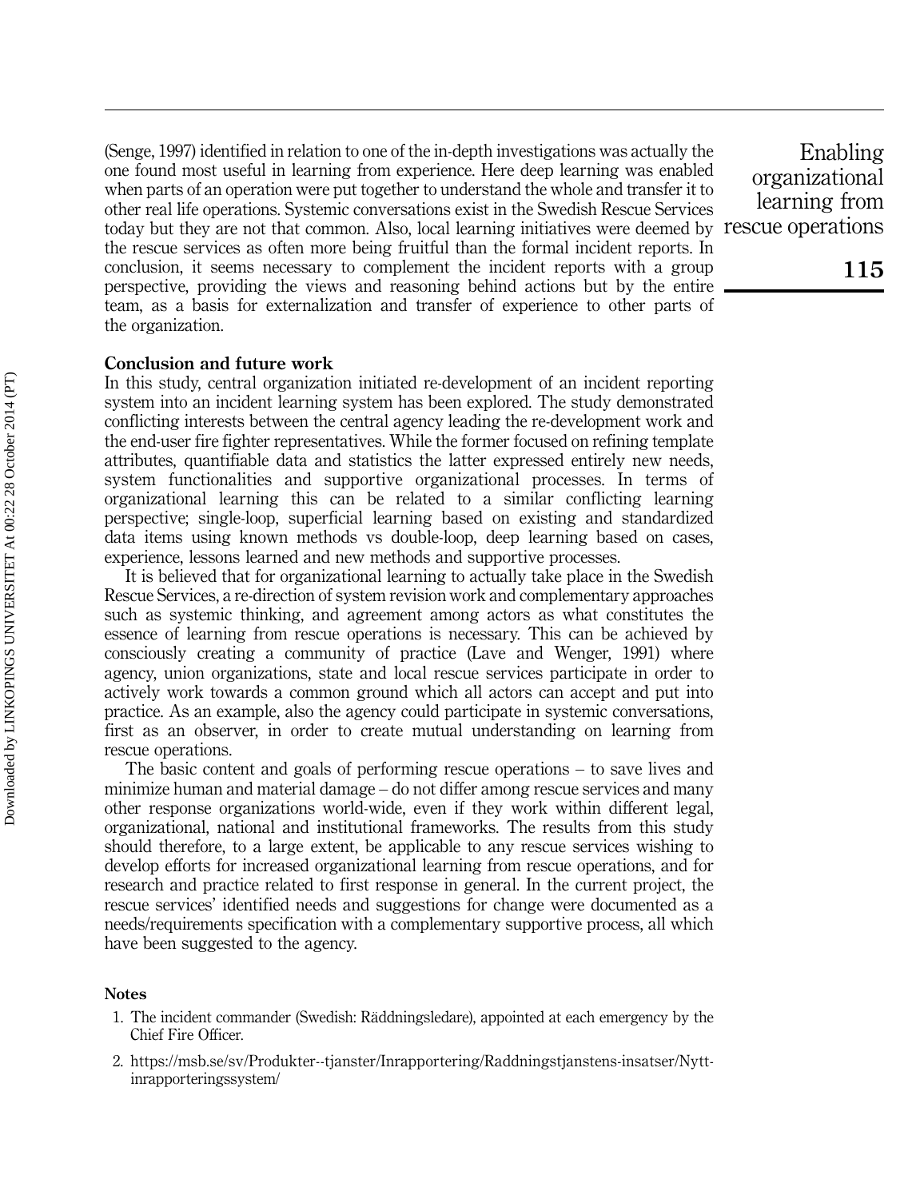(Senge, 1997) identified in relation to one of the in-depth investigations was actually the one found most useful in learning from experience. Here deep learning was enabled when parts of an operation were put together to understand the whole and transfer it to other real life operations. Systemic conversations exist in the Swedish Rescue Services today but they are not that common. Also, local learning initiatives were deemed by the rescue services as often more being fruitful than the formal incident reports. In conclusion, it seems necessary to complement the incident reports with a group perspective, providing the views and reasoning behind actions but by the entire team, as a basis for externalization and transfer of experience to other parts of the organization.

## Conclusion and future work

In this study, central organization initiated re-development of an incident reporting system into an incident learning system has been explored. The study demonstrated conflicting interests between the central agency leading the re-development work and the end-user fire fighter representatives. While the former focused on refining template attributes, quantifiable data and statistics the latter expressed entirely new needs, system functionalities and supportive organizational processes. In terms of organizational learning this can be related to a similar conflicting learning perspective; single-loop, superficial learning based on existing and standardized data items using known methods vs double-loop, deep learning based on cases, experience, lessons learned and new methods and supportive processes.

It is believed that for organizational learning to actually take place in the Swedish Rescue Services, a re-direction of system revision work and complementary approaches such as systemic thinking, and agreement among actors as what constitutes the essence of learning from rescue operations is necessary. This can be achieved by consciously creating a community of practice (Lave and Wenger, 1991) where agency, union organizations, state and local rescue services participate in order to actively work towards a common ground which all actors can accept and put into practice. As an example, also the agency could participate in systemic conversations, first as an observer, in order to create mutual understanding on learning from rescue operations.

The basic content and goals of performing rescue operations – to save lives and minimize human and material damage – do not differ among rescue services and many other response organizations world-wide, even if they work within different legal, organizational, national and institutional frameworks. The results from this study should therefore, to a large extent, be applicable to any rescue services wishing to develop efforts for increased organizational learning from rescue operations, and for research and practice related to first response in general. In the current project, the rescue services' identified needs and suggestions for change were documented as a needs/requirements specification with a complementary supportive process, all which have been suggested to the agency.

### Notes

1. The incident commander (Swedish: Räddningsledare), appointed at each emergency by the Chief Fire Officer.
2. https://msb.se/sv/Produkter--tjanster/Inrapportering/Raddningstjanstens-insatser/Nytt-inrapporteringssystem/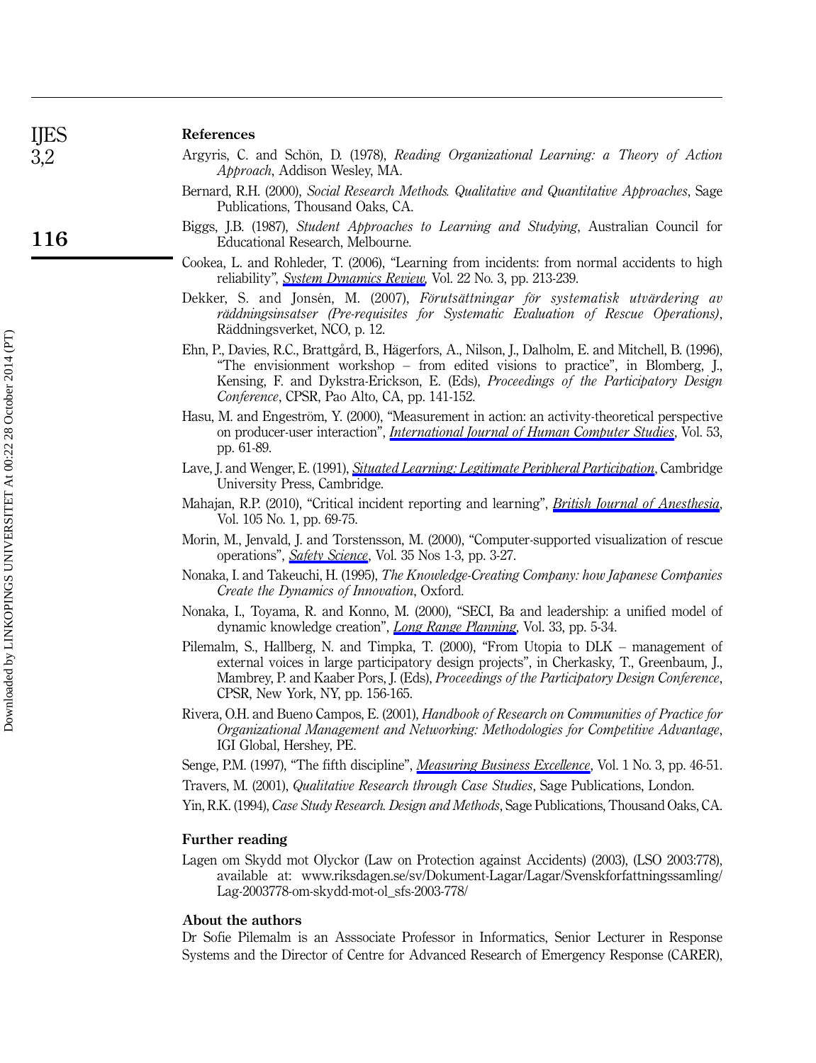## References

Argyris, C. and Schön, D. (1978), *Reading Organizational Learning: a Theory of Action Approach*, Addison Wesley, MA.

Bernard, R.H. (2000), *Social Research Methods. Qualitative and Quantitative Approaches*, Sage Publications, Thousand Oaks, CA.

Biggs, J.B. (1987), *Student Approaches to Learning and Studying*, Australian Council for Educational Research, Melbourne.

Cookea, L. and Rohleder, T. (2006), "Learning from incidents: from normal accidents to high reliability", *System Dynamics Review*, Vol. 22 No. 3, pp. 213-239.

Dekker, S. and Jonsén, M. (2007), *Förutsättningar för systematisk utvärdering av räddningsinsatser (Pre-requisites for Systematic Evaluation of Rescue Operations)*, Räddningsverket, NCO, p. 12.

Ehn, P., Davies, R.C., Brattgård, B., Hägerfors, A., Nilson, J., Dalholm, E. and Mitchell, B. (1996), "The envisionment workshop – from edited visions to practice", in Blomberg, J., Kensing, F. and Dykstra-Erickson, E. (Eds), *Proceedings of the Participatory Design Conference*, CPSR, Pao Alto, CA, pp. 141-152.

Hasu, M. and Engeström, Y. (2000), "Measurement in action: an activity-theoretical perspective on producer-user interaction", *International Journal of Human Computer Studies*, Vol. 53, pp. 61-89.

Lave, J. and Wenger, E. (1991), *Situated Learning: Legitimate Peripheral Participation*, Cambridge University Press, Cambridge.

Mahajan, R.P. (2010), "Critical incident reporting and learning", *British Journal of Anesthesia*, Vol. 105 No. 1, pp. 69-75.

Morin, M., Jenvald, J. and Torstensson, M. (2000), "Computer-supported visualization of rescue operations", *Safety Science*, Vol. 35 Nos 1-3, pp. 3-27.

Nonaka, I. and Takeuchi, H. (1995), *The Knowledge-Creating Company: how Japanese Companies Create the Dynamics of Innovation*, Oxford.

Nonaka, I., Toyama, R. and Konno, M. (2000), "SECI, Ba and leadership: a unified model of dynamic knowledge creation", *Long Range Planning*, Vol. 33, pp. 5-34.

Pilemalm, S., Hallberg, N. and Timpka, T. (2000), "From Utopia to DLK – management of external voices in large participatory design projects", in Cherkasky, T., Greenbaum, J., Mambrey, P. and Kaaber Pors, J. (Eds), *Proceedings of the Participatory Design Conference*, CPSR, New York, NY, pp. 156-165.

Rivera, O.H. and Bueno Campos, E. (2001), *Handbook of Research on Communities of Practice for Organizational Management and Networking: Methodologies for Competitive Advantage*, IGI Global, Hershey, PE.

Senge, P.M. (1997), "The fifth discipline", *Measuring Business Excellence*, Vol. 1 No. 3, pp. 46-51.

Travers, M. (2001), *Qualitative Research through Case Studies*, Sage Publications, London.

Yin, R.K. (1994), *Case Study Research. Design and Methods*, Sage Publications, Thousand Oaks, CA.

## Further reading

Lagen om Skydd mot Olyckor (Law on Protection against Accidents) (2003), (LSO 2003:778), available at: www.riksdagen.se/sv/Dokument-Lagar/Lagar/Svenskforfattningssamling/Lag-2003778-om-skydd-mot-ol_sfs-2003-778/

## About the authors

Dr Sofie Pilemalm is an Asssociate Professor in Informatics, Senior Lecturer in Response Systems and the Director of Centre for Advanced Research of Emergency Response (CARER),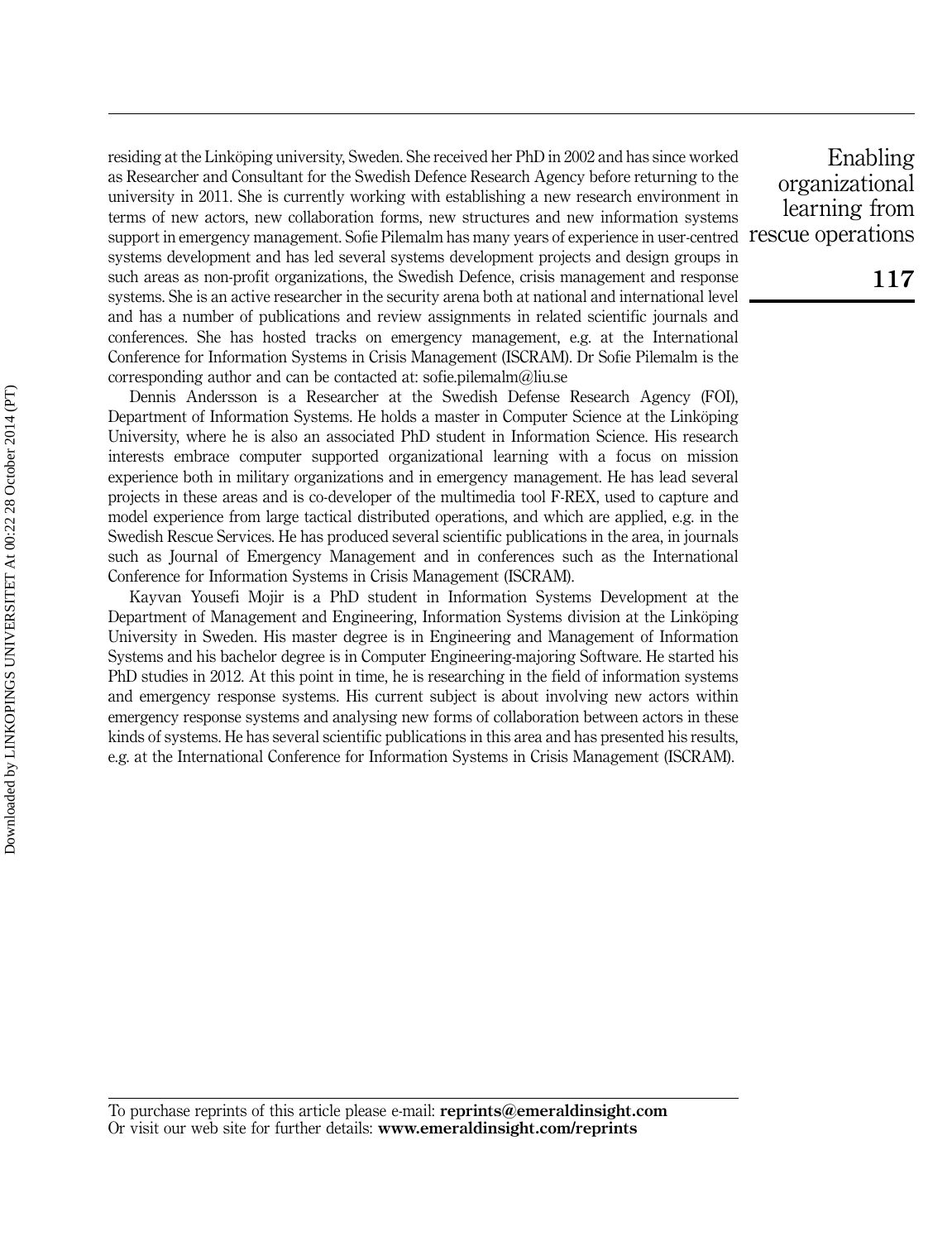residing at the Linköping university, Sweden. She received her PhD in 2002 and has since worked as Researcher and Consultant for the Swedish Defence Research Agency before returning to the university in 2011. She is currently working with establishing a new research environment in terms of new actors, new collaboration forms, new structures and new information systems support in emergency management. Sofie Pilemalm has many years of experience in user-centred systems development and has led several systems development projects and design groups in such areas as non-profit organizations, the Swedish Defence, crisis management and response systems. She is an active researcher in the security arena both at national and international level and has a number of publications and review assignments in related scientific journals and conferences. She has hosted tracks on emergency management, e.g. at the International Conference for Information Systems in Crisis Management (ISCRAM). Dr Sofie Pilemalm is the corresponding author and can be contacted at: sofie.pilemalm@liu.se

Dennis Andersson is a Researcher at the Swedish Defense Research Agency (FOI), Department of Information Systems. He holds a master in Computer Science at the Linköping University, where he is also an associated PhD student in Information Science. His research interests embrace computer supported organizational learning with a focus on mission experience both in military organizations and in emergency management. He has lead several projects in these areas and is co-developer of the multimedia tool F-REX, used to capture and model experience from large tactical distributed operations, and which are applied, e.g. in the Swedish Rescue Services. He has produced several scientific publications in the area, in journals such as Journal of Emergency Management and in conferences such as the International Conference for Information Systems in Crisis Management (ISCRAM).

Kayvan Yousefi Mojir is a PhD student in Information Systems Development at the Department of Management and Engineering, Information Systems division at the Linköping University in Sweden. His master degree is in Engineering and Management of Information Systems and his bachelor degree is in Computer Engineering-majoring Software. He started his PhD studies in 2012. At this point in time, he is researching in the field of information systems and emergency response systems. His current subject is about involving new actors within emergency response systems and analysing new forms of collaboration between actors in these kinds of systems. He has several scientific publications in this area and has presented his results, e.g. at the International Conference for Information Systems in Crisis Management (ISCRAM).

To purchase reprints of this article please e-mail: **reprints@emeraldinsight.com**
Or visit our web site for further details: **www.emeraldinsight.com/reprints**